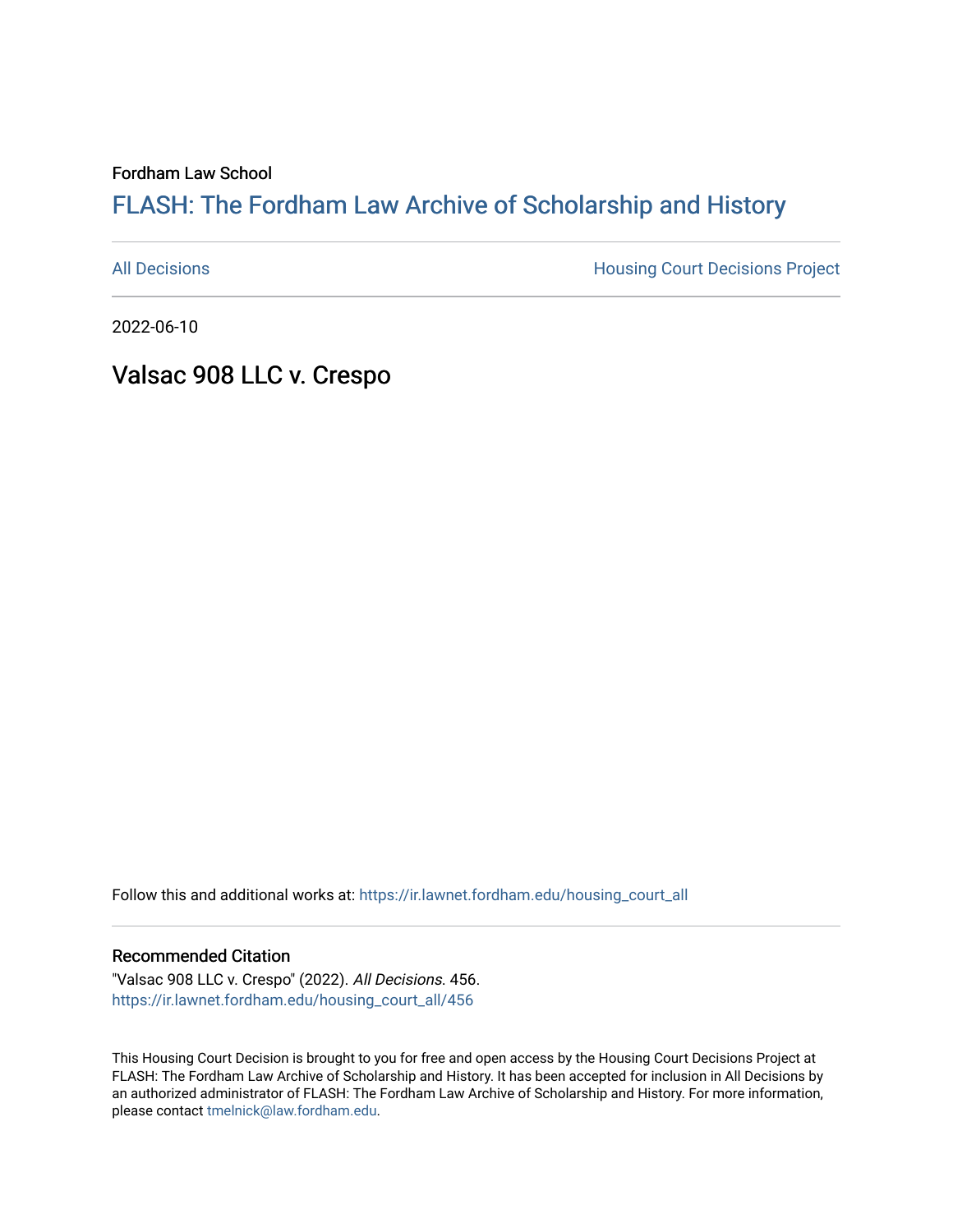Fordham Law School

# FLASH: The Fordham Law Archive of Scholarship and History

All Decisions | Housing Court Decisions Project

2022-06-10

## Valsac 908 LLC v. Crespo

Follow this and additional works at: https://ir.lawnet.fordham.edu/housing_court_all

### Recommended Citation

"Valsac 908 LLC v. Crespo" (2022). *All Decisions*. 456.
https://ir.lawnet.fordham.edu/housing_court_all/456

This Housing Court Decision is brought to you for free and open access by the Housing Court Decisions Project at FLASH: The Fordham Law Archive of Scholarship and History. It has been accepted for inclusion in All Decisions by an authorized administrator of FLASH: The Fordham Law Archive of Scholarship and History. For more information, please contact tmelnick@law.fordham.edu.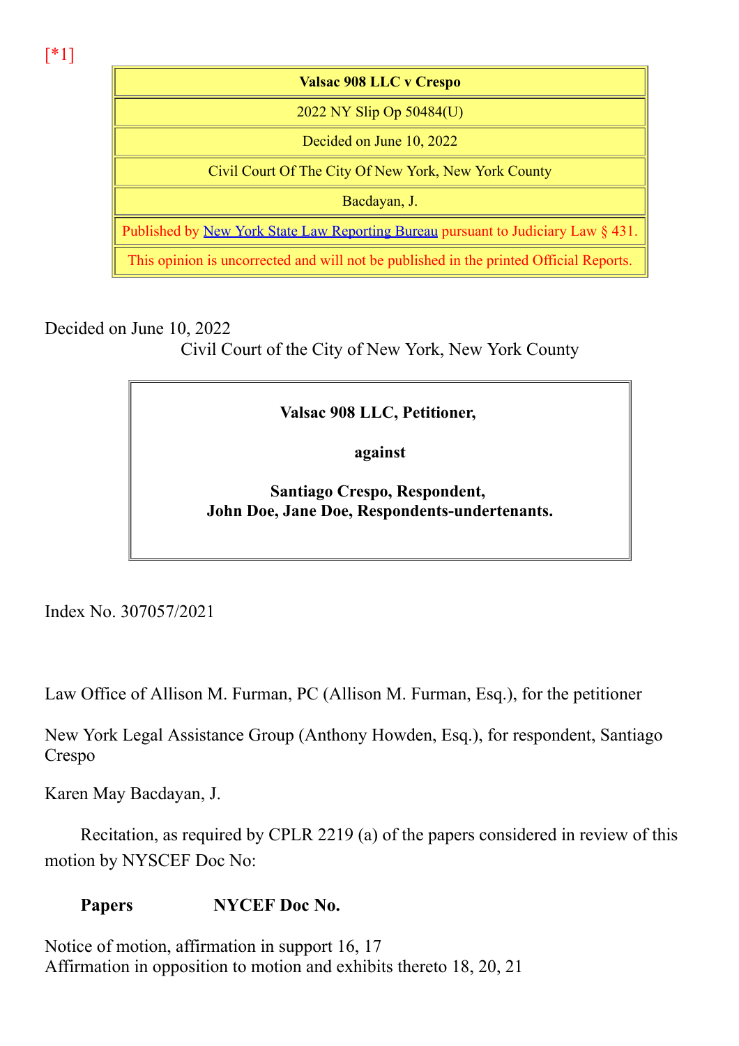[*1]

| Valsac 908 LLC v Crespo |
|---|
| 2022 NY Slip Op 50484(U) |
| Decided on June 10, 2022 |
| Civil Court Of The City Of New York, New York County |
| Bacdayan, J. |
| Published by New York State Law Reporting Bureau pursuant to Judiciary Law § 431. |
| This opinion is uncorrected and will not be published in the printed Official Reports. |

Decided on June 10, 2022
Civil Court of the City of New York, New York County

**Valsac 908 LLC, Petitioner,**

**against**

**Santiago Crespo, Respondent,**
**John Doe, Jane Doe, Respondents-undertenants.**

Index No. 307057/2021

Law Office of Allison M. Furman, PC (Allison M. Furman, Esq.), for the petitioner

New York Legal Assistance Group (Anthony Howden, Esq.), for respondent, Santiago Crespo

Karen May Bacdayan, J.

Recitation, as required by CPLR 2219 (a) of the papers considered in review of this motion by NYSCEF Doc No:

**Papers** **NYCEF Doc No.**

Notice of motion, affirmation in support 16, 17
Affirmation in opposition to motion and exhibits thereto 18, 20, 21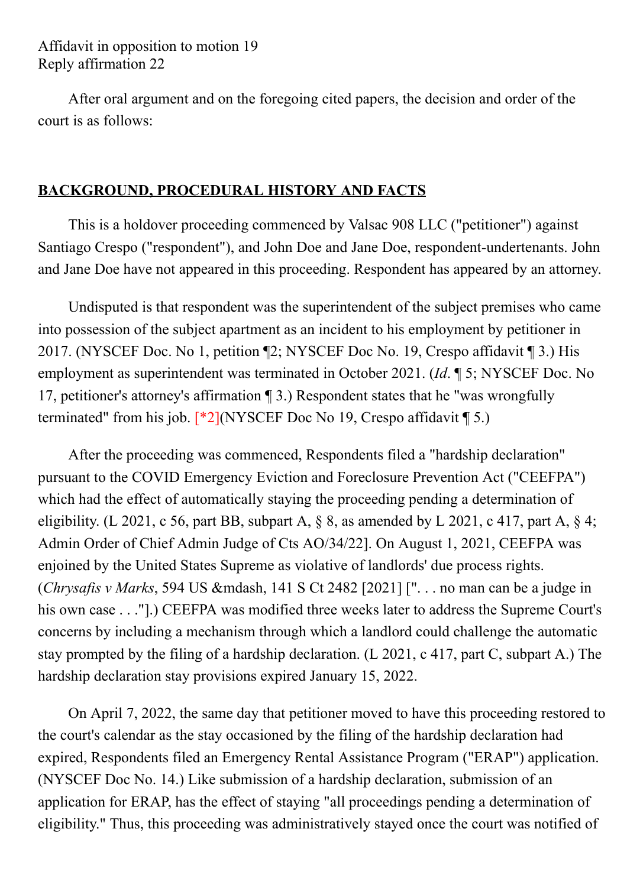Affidavit in opposition to motion 19
Reply affirmation 22

After oral argument and on the foregoing cited papers, the decision and order of the court is as follows:

## BACKGROUND, PROCEDURAL HISTORY AND FACTS

This is a holdover proceeding commenced by Valsac 908 LLC ("petitioner") against Santiago Crespo ("respondent"), and John Doe and Jane Doe, respondent-undertenants. John and Jane Doe have not appeared in this proceeding. Respondent has appeared by an attorney.

Undisputed is that respondent was the superintendent of the subject premises who came into possession of the subject apartment as an incident to his employment by petitioner in 2017. (NYSCEF Doc. No 1, petition ¶2; NYSCEF Doc No. 19, Crespo affidavit ¶ 3.) His employment as superintendent was terminated in October 2021. (*Id*. ¶ 5; NYSCEF Doc. No 17, petitioner's attorney's affirmation ¶ 3.) Respondent states that he "was wrongfully terminated" from his job. [*2](NYSCEF Doc No 19, Crespo affidavit ¶ 5.)

After the proceeding was commenced, Respondents filed a "hardship declaration" pursuant to the COVID Emergency Eviction and Foreclosure Prevention Act ("CEEFPA") which had the effect of automatically staying the proceeding pending a determination of eligibility. (L 2021, c 56, part BB, subpart A, § 8, as amended by L 2021, c 417, part A, § 4; Admin Order of Chief Admin Judge of Cts AO/34/22]. On August 1, 2021, CEEFPA was enjoined by the United States Supreme as violative of landlords' due process rights. (*Chrysafis v Marks*, 594 US &mdash, 141 S Ct 2482 [2021] [". . . no man can be a judge in his own case . . ."].) CEEFPA was modified three weeks later to address the Supreme Court's concerns by including a mechanism through which a landlord could challenge the automatic stay prompted by the filing of a hardship declaration. (L 2021, c 417, part C, subpart A.) The hardship declaration stay provisions expired January 15, 2022.

On April 7, 2022, the same day that petitioner moved to have this proceeding restored to the court's calendar as the stay occasioned by the filing of the hardship declaration had expired, Respondents filed an Emergency Rental Assistance Program ("ERAP") application. (NYSCEF Doc No. 14.) Like submission of a hardship declaration, submission of an application for ERAP, has the effect of staying "all proceedings pending a determination of eligibility." Thus, this proceeding was administratively stayed once the court was notified of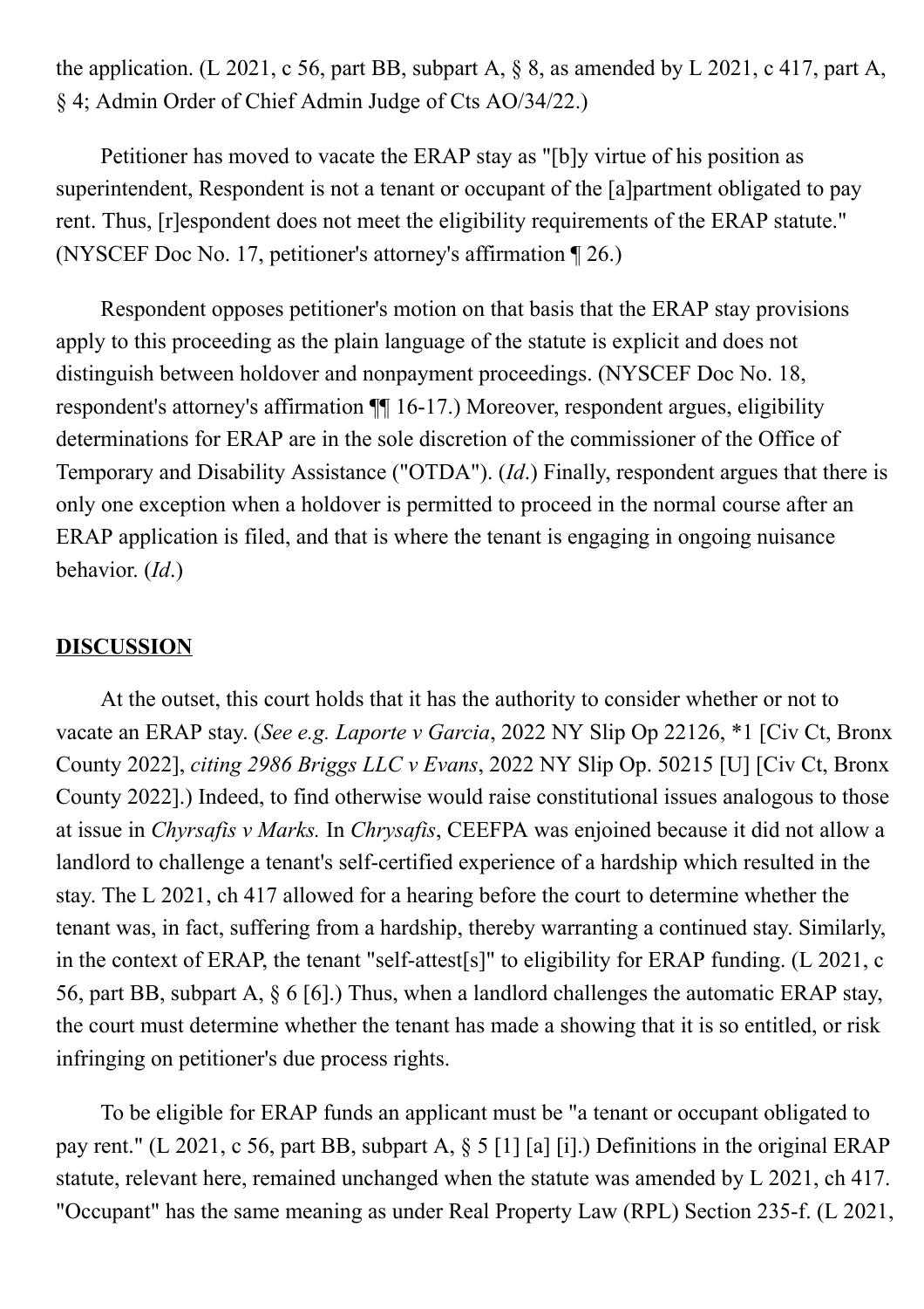the application. (L 2021, c 56, part BB, subpart A, § 8, as amended by L 2021, c 417, part A, § 4; Admin Order of Chief Admin Judge of Cts AO/34/22.)

Petitioner has moved to vacate the ERAP stay as "[b]y virtue of his position as superintendent, Respondent is not a tenant or occupant of the [a]partment obligated to pay rent. Thus, [r]espondent does not meet the eligibility requirements of the ERAP statute." (NYSCEF Doc No. 17, petitioner's attorney's affirmation ¶ 26.)

Respondent opposes petitioner's motion on that basis that the ERAP stay provisions apply to this proceeding as the plain language of the statute is explicit and does not distinguish between holdover and nonpayment proceedings. (NYSCEF Doc No. 18, respondent's attorney's affirmation ¶¶ 16-17.) Moreover, respondent argues, eligibility determinations for ERAP are in the sole discretion of the commissioner of the Office of Temporary and Disability Assistance ("OTDA"). (*Id*.) Finally, respondent argues that there is only one exception when a holdover is permitted to proceed in the normal course after an ERAP application is filed, and that is where the tenant is engaging in ongoing nuisance behavior. (*Id*.)

**DISCUSSION**

At the outset, this court holds that it has the authority to consider whether or not to vacate an ERAP stay. (*See e.g. Laporte v Garcia*, 2022 NY Slip Op 22126, *1 [Civ Ct, Bronx County 2022], *citing 2986 Briggs LLC v Evans*, 2022 NY Slip Op. 50215 [U] [Civ Ct, Bronx County 2022].) Indeed, to find otherwise would raise constitutional issues analogous to those at issue in *Chyrsafis v Marks.* In *Chrysafis*, CEEFPA was enjoined because it did not allow a landlord to challenge a tenant's self-certified experience of a hardship which resulted in the stay. The L 2021, ch 417 allowed for a hearing before the court to determine whether the tenant was, in fact, suffering from a hardship, thereby warranting a continued stay. Similarly, in the context of ERAP, the tenant "self-attest[s]" to eligibility for ERAP funding. (L 2021, c 56, part BB, subpart A, § 6 [6].) Thus, when a landlord challenges the automatic ERAP stay, the court must determine whether the tenant has made a showing that it is so entitled, or risk infringing on petitioner's due process rights.

To be eligible for ERAP funds an applicant must be "a tenant or occupant obligated to pay rent." (L 2021, c 56, part BB, subpart A, § 5 [1] [a] [i].) Definitions in the original ERAP statute, relevant here, remained unchanged when the statute was amended by L 2021, ch 417. "Occupant" has the same meaning as under Real Property Law (RPL) Section 235-f. (L 2021,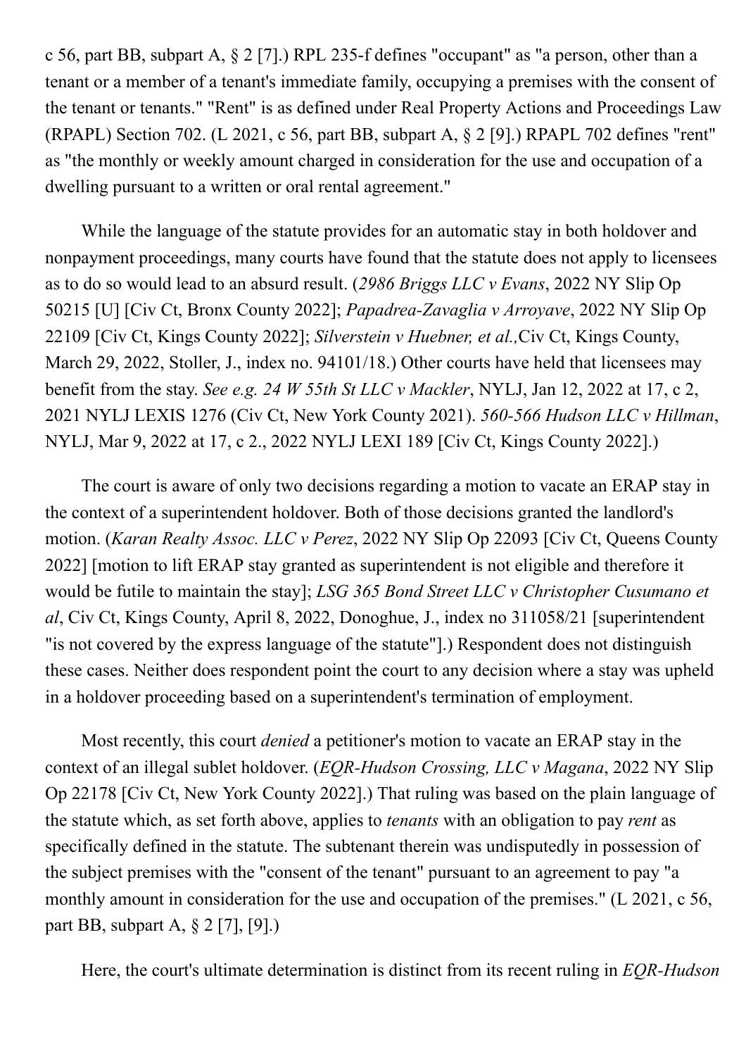c 56, part BB, subpart A, § 2 [7].) RPL 235-f defines "occupant" as "a person, other than a tenant or a member of a tenant's immediate family, occupying a premises with the consent of the tenant or tenants." "Rent" is as defined under Real Property Actions and Proceedings Law (RPAPL) Section 702. (L 2021, c 56, part BB, subpart A, § 2 [9].) RPAPL 702 defines "rent" as "the monthly or weekly amount charged in consideration for the use and occupation of a dwelling pursuant to a written or oral rental agreement."

While the language of the statute provides for an automatic stay in both holdover and nonpayment proceedings, many courts have found that the statute does not apply to licensees as to do so would lead to an absurd result. (*2986 Briggs LLC v Evans*, 2022 NY Slip Op 50215 [U] [Civ Ct, Bronx County 2022]; *Papadrea-Zavaglia v Arroyave*, 2022 NY Slip Op 22109 [Civ Ct, Kings County 2022]; *Silverstein v Huebner, et al.,* Civ Ct, Kings County, March 29, 2022, Stoller, J., index no. 94101/18.) Other courts have held that licensees may benefit from the stay. *See e.g. 24 W 55th St LLC v Mackler*, NYLJ, Jan 12, 2022 at 17, c 2, 2021 NYLJ LEXIS 1276 (Civ Ct, New York County 2021). *560-566 Hudson LLC v Hillman*, NYLJ, Mar 9, 2022 at 17, c 2., 2022 NYLJ LEXI 189 [Civ Ct, Kings County 2022].)

The court is aware of only two decisions regarding a motion to vacate an ERAP stay in the context of a superintendent holdover. Both of those decisions granted the landlord's motion. (*Karan Realty Assoc. LLC v Perez*, 2022 NY Slip Op 22093 [Civ Ct, Queens County 2022] [motion to lift ERAP stay granted as superintendent is not eligible and therefore it would be futile to maintain the stay]; *LSG 365 Bond Street LLC v Christopher Cusumano et al*, Civ Ct, Kings County, April 8, 2022, Donoghue, J., index no 311058/21 [superintendent "is not covered by the express language of the statute"].) Respondent does not distinguish these cases. Neither does respondent point the court to any decision where a stay was upheld in a holdover proceeding based on a superintendent's termination of employment.

Most recently, this court *denied* a petitioner's motion to vacate an ERAP stay in the context of an illegal sublet holdover. (*EQR-Hudson Crossing, LLC v Magana*, 2022 NY Slip Op 22178 [Civ Ct, New York County 2022].) That ruling was based on the plain language of the statute which, as set forth above, applies to *tenants* with an obligation to pay *rent* as specifically defined in the statute. The subtenant therein was undisputedly in possession of the subject premises with the "consent of the tenant" pursuant to an agreement to pay "a monthly amount in consideration for the use and occupation of the premises." (L 2021, c 56, part BB, subpart A, § 2 [7], [9].)

Here, the court's ultimate determination is distinct from its recent ruling in *EQR-Hudson*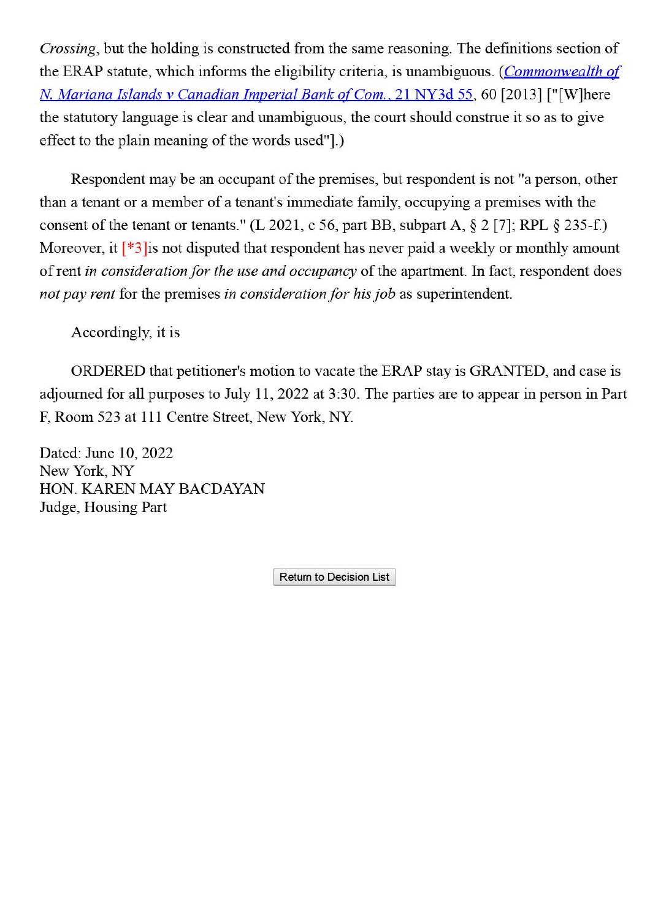*Crossing*, but the holding is constructed from the same reasoning. The definitions section of the ERAP statute, which informs the eligibility criteria, is unambiguous. (*Commonwealth of N. Mariana Islands v Canadian Imperial Bank of Com.*, 21 NY3d 55, 60 [2013] ["[W]here the statutory language is clear and unambiguous, the court should construe it so as to give effect to the plain meaning of the words used"].)

Respondent may be an occupant of the premises, but respondent is not "a person, other than a tenant or a member of a tenant's immediate family, occupying a premises with the consent of the tenant or tenants." (L 2021, c 56, part BB, subpart A, § 2 [7]; RPL § 235-f.) Moreover, it [*3]is not disputed that respondent has never paid a weekly or monthly amount of rent *in consideration for the use and occupancy* of the apartment. In fact, respondent does *not pay rent* for the premises *in consideration for his job* as superintendent.

Accordingly, it is

ORDERED that petitioner's motion to vacate the ERAP stay is GRANTED, and case is adjourned for all purposes to July 11, 2022 at 3:30. The parties are to appear in person in Part F, Room 523 at 111 Centre Street, New York, NY.

Dated: June 10, 2022
New York, NY
HON. KAREN MAY BACDAYAN
Judge, Housing Part

Return to Decision List